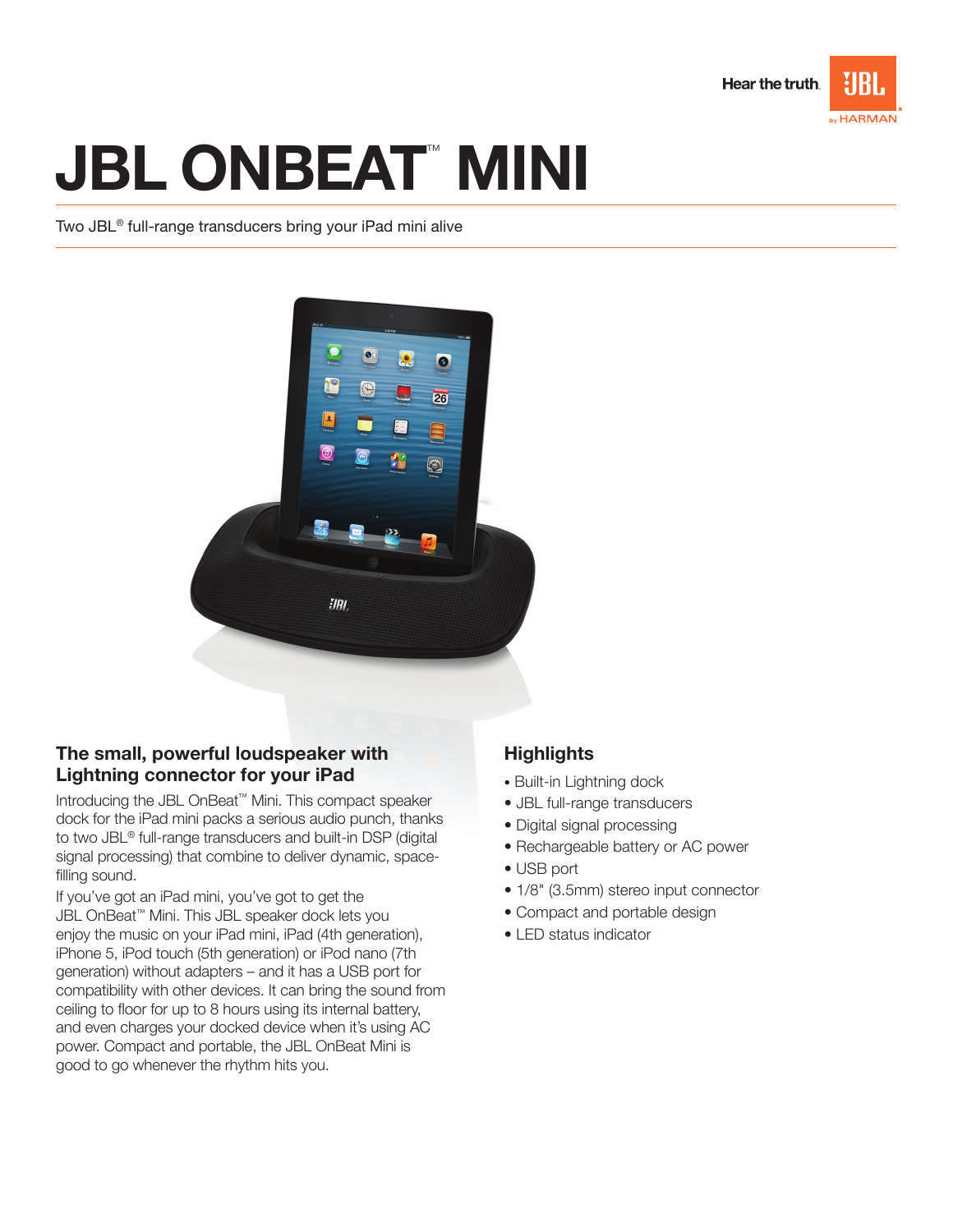Hear the truth.

# JBL ONBEAT™ MINI

Two JBL® full-range transducers bring your iPad mini alive

## The small, powerful loudspeaker with Lightning connector for your iPad

Introducing the JBL OnBeat™ Mini. This compact speaker dock for the iPad mini packs a serious audio punch, thanks to two JBL® full-range transducers and built-in DSP (digital signal processing) that combine to deliver dynamic, space-filling sound.

If you've got an iPad mini, you've got to get the JBL OnBeat™ Mini. This JBL speaker dock lets you enjoy the music on your iPad mini, iPad (4th generation), iPhone 5, iPod touch (5th generation) or iPod nano (7th generation) without adapters – and it has a USB port for compatibility with other devices. It can bring the sound from ceiling to floor for up to 8 hours using its internal battery, and even charges your docked device when it's using AC power. Compact and portable, the JBL OnBeat Mini is good to go whenever the rhythm hits you.

## Highlights

- Built-in Lightning dock
- JBL full-range transducers
- Digital signal processing
- Rechargeable battery or AC power
- USB port
- 1/8" (3.5mm) stereo input connector
- Compact and portable design
- LED status indicator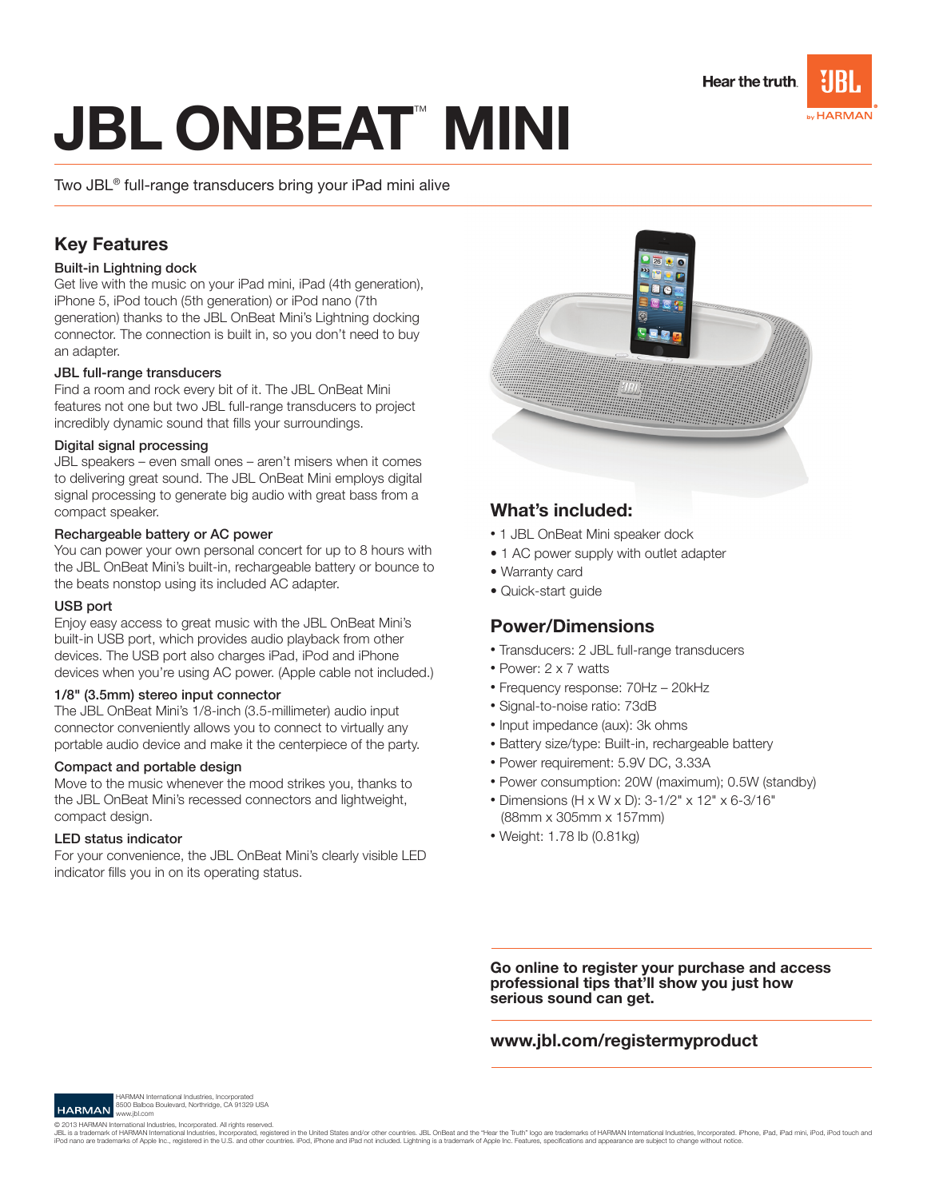Hear the truth.

# JBL ONBEAT™ MINI

Two JBL® full-range transducers bring your iPad mini alive

## Key Features

### Built-in Lightning dock

Get live with the music on your iPad mini, iPad (4th generation), iPhone 5, iPod touch (5th generation) or iPod nano (7th generation) thanks to the JBL OnBeat Mini's Lightning docking connector. The connection is built in, so you don't need to buy an adapter.

### JBL full-range transducers

Find a room and rock every bit of it. The JBL OnBeat Mini features not one but two JBL full-range transducers to project incredibly dynamic sound that fills your surroundings.

### Digital signal processing

JBL speakers – even small ones – aren't misers when it comes to delivering great sound. The JBL OnBeat Mini employs digital signal processing to generate big audio with great bass from a compact speaker.

### Rechargeable battery or AC power

You can power your own personal concert for up to 8 hours with the JBL OnBeat Mini's built-in, rechargeable battery or bounce to the beats nonstop using its included AC adapter.

### USB port

Enjoy easy access to great music with the JBL OnBeat Mini's built-in USB port, which provides audio playback from other devices. The USB port also charges iPad, iPod and iPhone devices when you're using AC power. (Apple cable not included.)

### 1/8" (3.5mm) stereo input connector

The JBL OnBeat Mini's 1/8-inch (3.5-millimeter) audio input connector conveniently allows you to connect to virtually any portable audio device and make it the centerpiece of the party.

### Compact and portable design

Move to the music whenever the mood strikes you, thanks to the JBL OnBeat Mini's recessed connectors and lightweight, compact design.

### LED status indicator

For your convenience, the JBL OnBeat Mini's clearly visible LED indicator fills you in on its operating status.

## What's included:

- 1 JBL OnBeat Mini speaker dock
- 1 AC power supply with outlet adapter
- Warranty card
- Quick-start guide

## Power/Dimensions

- Transducers: 2 JBL full-range transducers
- Power: 2 x 7 watts
- Frequency response: 70Hz – 20kHz
- Signal-to-noise ratio: 73dB
- Input impedance (aux): 3k ohms
- Battery size/type: Built-in, rechargeable battery
- Power requirement: 5.9V DC, 3.33A
- Power consumption: 20W (maximum); 0.5W (standby)
- Dimensions (H x W x D): 3-1/2" x 12" x 6-3/16" (88mm x 305mm x 157mm)
- Weight: 1.78 lb (0.81kg)

**Go online to register your purchase and access professional tips that'll show you just how serious sound can get.**

**www.jbl.com/registermyproduct**

HARMAN International Industries, Incorporated
8500 Balboa Boulevard, Northridge, CA 91329 USA
www.jbl.com

© 2013 HARMAN International Industries, Incorporated. All rights reserved.
JBL is a trademark of HARMAN International Industries, Incorporated, registered in the United States and/or other countries. JBL OnBeat and the "Hear the Truth" logo are trademarks of HARMAN International Industries, Incorporated. iPhone, iPad, iPad mini, iPod, iPod touch and iPod nano are trademarks of Apple Inc., registered in the U.S. and other countries. iPod, iPhone and iPad not included. Lightning is a trademark of Apple Inc. Features, specifications and appearance are subject to change without notice.